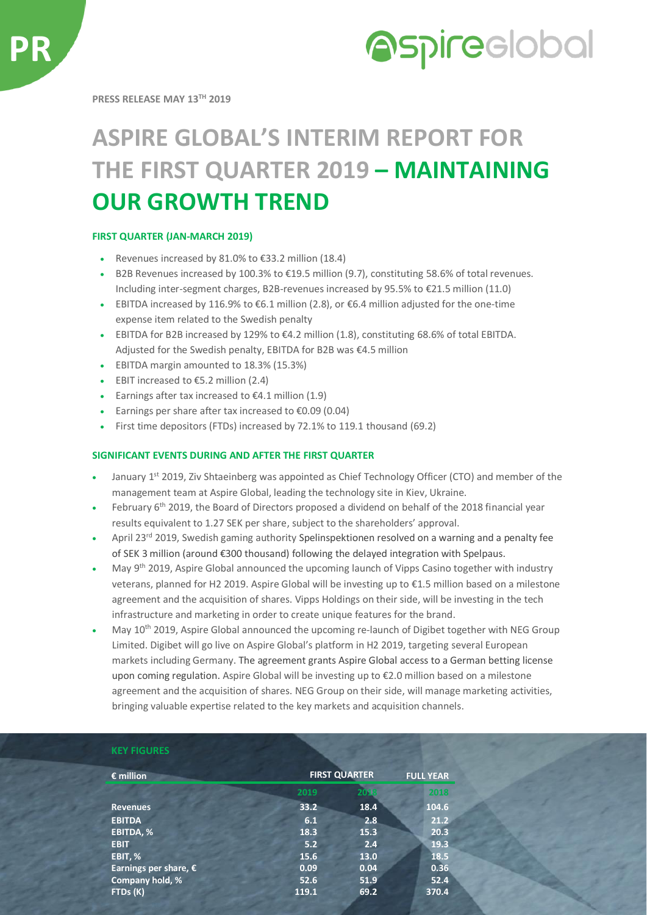PR

**PRESS RELEASE MAY 13TH 2019**

# ASPIRE GLOBAL'S INTERIM REPORT FOR THE FIRST QUARTER 2019 – MAINTAINING OUR GROWTH TREND

### FIRST QUARTER (JAN-MARCH 2019)

- Revenues increased by 81.0% to €33.2 million (18.4)
- B2B Revenues increased by 100.3% to €19.5 million (9.7), constituting 58.6% of total revenues. Including inter-segment charges, B2B-revenues increased by 95.5% to €21.5 million (11.0)
- EBITDA increased by 116.9% to €6.1 million (2.8), or €6.4 million adjusted for the one-time expense item related to the Swedish penalty
- EBITDA for B2B increased by 129% to €4.2 million (1.8), constituting 68.6% of total EBITDA. Adjusted for the Swedish penalty, EBITDA for B2B was €4.5 million
- EBITDA margin amounted to 18.3% (15.3%)
- EBIT increased to €5.2 million (2.4)
- Earnings after tax increased to €4.1 million (1.9)
- Earnings per share after tax increased to €0.09 (0.04)
- First time depositors (FTDs) increased by 72.1% to 119.1 thousand (69.2)

### SIGNIFICANT EVENTS DURING AND AFTER THE FIRST QUARTER

- January 1st 2019, Ziv Shtaeinberg was appointed as Chief Technology Officer (CTO) and member of the management team at Aspire Global, leading the technology site in Kiev, Ukraine.
- February 6th 2019, the Board of Directors proposed a dividend on behalf of the 2018 financial year results equivalent to 1.27 SEK per share, subject to the shareholders' approval.
- April 23rd 2019, Swedish gaming authority Spelinspektionen resolved on a warning and a penalty fee of SEK 3 million (around €300 thousand) following the delayed integration with Spelpaus.
- May 9th 2019, Aspire Global announced the upcoming launch of Vipps Casino together with industry veterans, planned for H2 2019. Aspire Global will be investing up to €1.5 million based on a milestone agreement and the acquisition of shares. Vipps Holdings on their side, will be investing in the tech infrastructure and marketing in order to create unique features for the brand.
- May 10th 2019, Aspire Global announced the upcoming re-launch of Digibet together with NEG Group Limited. Digibet will go live on Aspire Global's platform in H2 2019, targeting several European markets including Germany. The agreement grants Aspire Global access to a German betting license upon coming regulation. Aspire Global will be investing up to €2.0 million based on a milestone agreement and the acquisition of shares. NEG Group on their side, will manage marketing activities, bringing valuable expertise related to the key markets and acquisition channels.

### KEY FIGURES

| € million | FIRST QUARTER | | FULL YEAR |
|---|---|---|---|
| | 2019 | 2018 | 2018 |
| **Revenues** | 33.2 | 18.4 | 104.6 |
| **EBITDA** | 6.1 | 2.8 | 21.2 |
| **EBITDA, %** | 18.3 | 15.3 | 20.3 |
| **EBIT** | 5.2 | 2.4 | 19.3 |
| **EBIT, %** | 15.6 | 13.0 | 18.5 |
| **Earnings per share, €** | 0.09 | 0.04 | 0.36 |
| **Company hold, %** | 52.6 | 51.9 | 52.4 |
| **FTDs (K)** | 119.1 | 69.2 | 370.4 |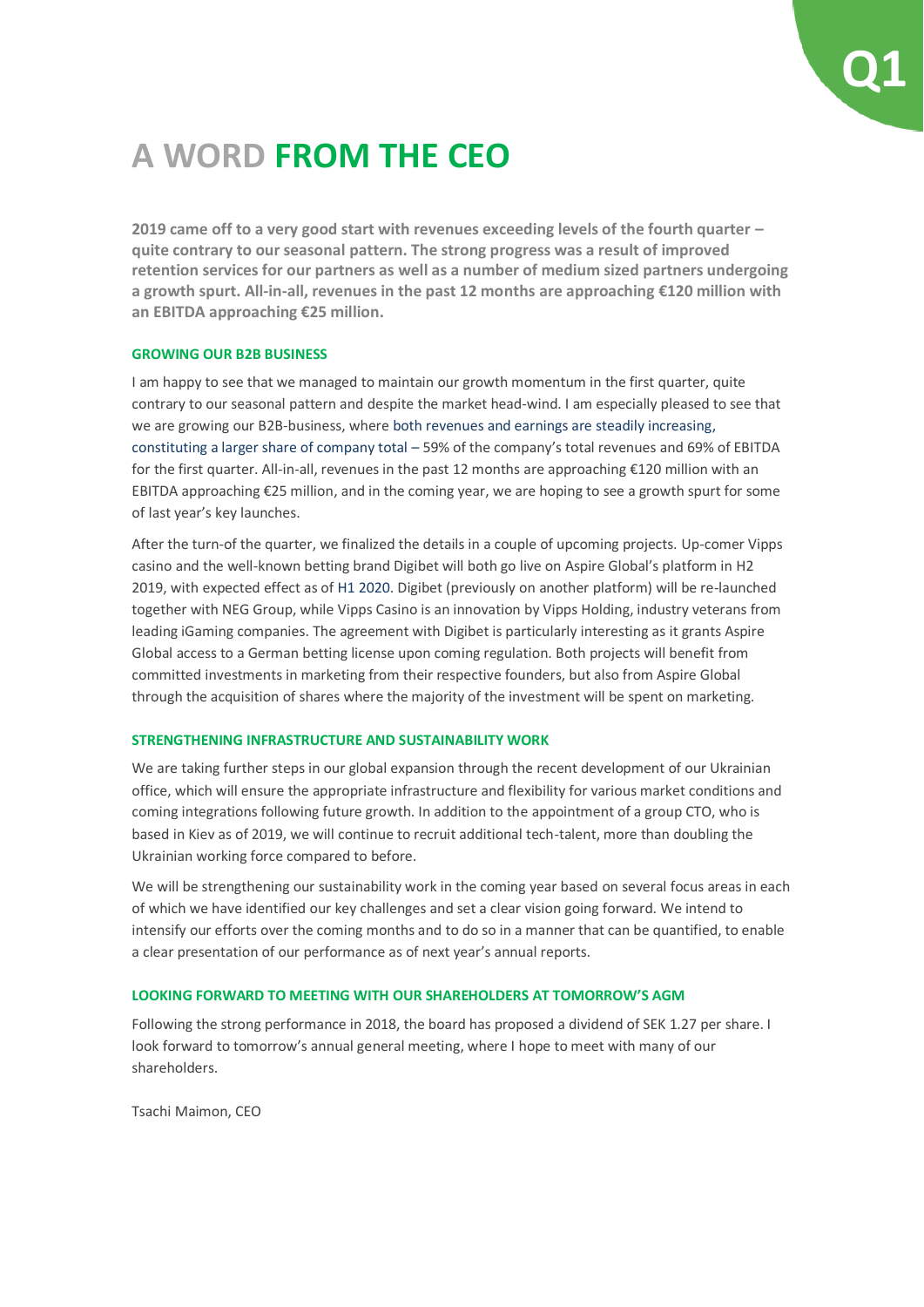# A WORD FROM THE CEO

**2019 came off to a very good start with revenues exceeding levels of the fourth quarter – quite contrary to our seasonal pattern. The strong progress was a result of improved retention services for our partners as well as a number of medium sized partners undergoing a growth spurt. All-in-all, revenues in the past 12 months are approaching €120 million with an EBITDA approaching €25 million.**

### GROWING OUR B2B BUSINESS

I am happy to see that we managed to maintain our growth momentum in the first quarter, quite contrary to our seasonal pattern and despite the market head-wind. I am especially pleased to see that we are growing our B2B-business, where both revenues and earnings are steadily increasing, constituting a larger share of company total – 59% of the company's total revenues and 69% of EBITDA for the first quarter. All-in-all, revenues in the past 12 months are approaching €120 million with an EBITDA approaching €25 million, and in the coming year, we are hoping to see a growth spurt for some of last year's key launches.

After the turn-of the quarter, we finalized the details in a couple of upcoming projects. Up-comer Vipps casino and the well-known betting brand Digibet will both go live on Aspire Global's platform in H2 2019, with expected effect as of H1 2020. Digibet (previously on another platform) will be re-launched together with NEG Group, while Vipps Casino is an innovation by Vipps Holding, industry veterans from leading iGaming companies. The agreement with Digibet is particularly interesting as it grants Aspire Global access to a German betting license upon coming regulation. Both projects will benefit from committed investments in marketing from their respective founders, but also from Aspire Global through the acquisition of shares where the majority of the investment will be spent on marketing.

### STRENGTHENING INFRASTRUCTURE AND SUSTAINABILITY WORK

We are taking further steps in our global expansion through the recent development of our Ukrainian office, which will ensure the appropriate infrastructure and flexibility for various market conditions and coming integrations following future growth. In addition to the appointment of a group CTO, who is based in Kiev as of 2019, we will continue to recruit additional tech-talent, more than doubling the Ukrainian working force compared to before.

We will be strengthening our sustainability work in the coming year based on several focus areas in each of which we have identified our key challenges and set a clear vision going forward. We intend to intensify our efforts over the coming months and to do so in a manner that can be quantified, to enable a clear presentation of our performance as of next year's annual reports.

### LOOKING FORWARD TO MEETING WITH OUR SHAREHOLDERS AT TOMORROW'S AGM

Following the strong performance in 2018, the board has proposed a dividend of SEK 1.27 per share. I look forward to tomorrow's annual general meeting, where I hope to meet with many of our shareholders.

Tsachi Maimon, CEO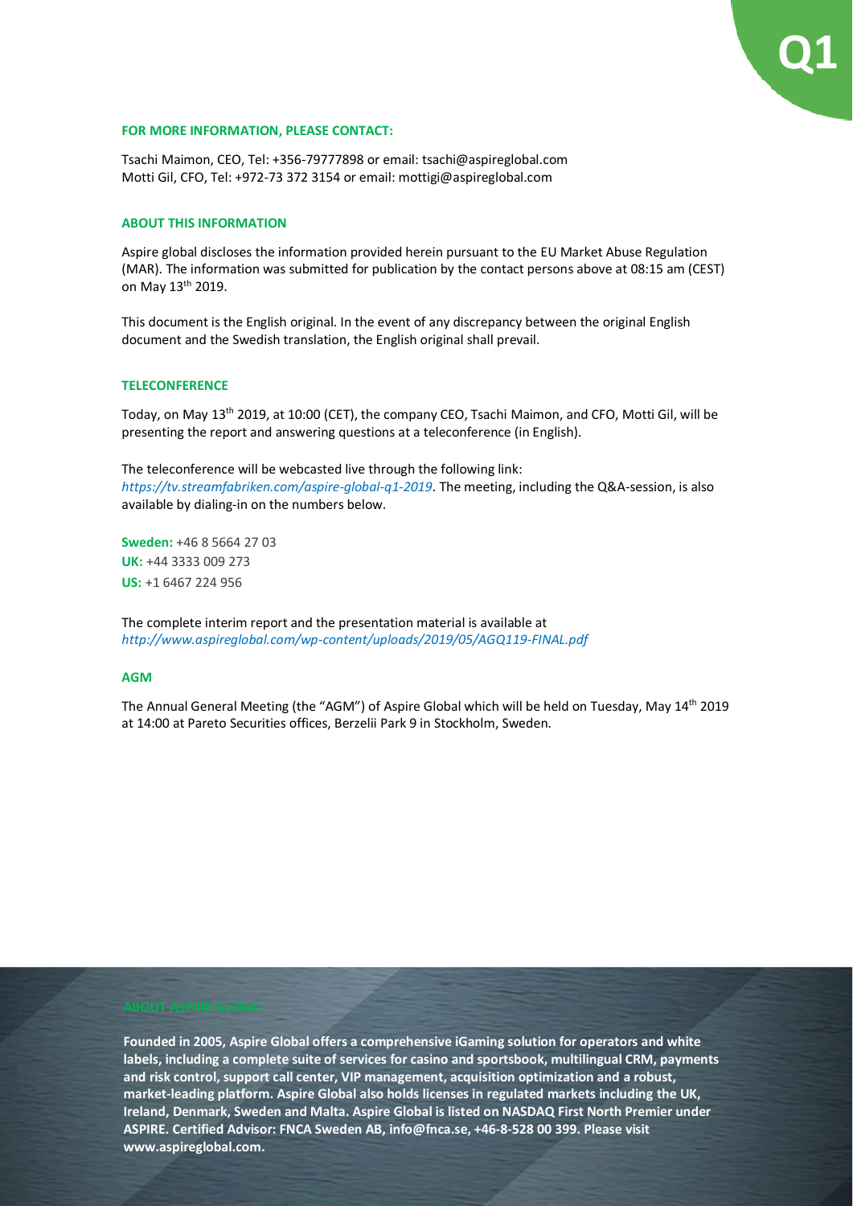### FOR MORE INFORMATION, PLEASE CONTACT:

Tsachi Maimon, CEO, Tel: +356-79777898 or email: tsachi@aspireglobal.com
Motti Gil, CFO, Tel: +972-73 372 3154 or email: mottigi@aspireglobal.com

### ABOUT THIS INFORMATION

Aspire global discloses the information provided herein pursuant to the EU Market Abuse Regulation (MAR). The information was submitted for publication by the contact persons above at 08:15 am (CEST) on May 13th 2019.

This document is the English original. In the event of any discrepancy between the original English document and the Swedish translation, the English original shall prevail.

### TELECONFERENCE

Today, on May 13th 2019, at 10:00 (CET), the company CEO, Tsachi Maimon, and CFO, Motti Gil, will be presenting the report and answering questions at a teleconference (in English).

The teleconference will be webcasted live through the following link: *https://tv.streamfabriken.com/aspire-global-q1-2019*. The meeting, including the Q&A-session, is also available by dialing-in on the numbers below.

**Sweden:** +46 8 5664 27 03
**UK:** +44 3333 009 273
**US:** +1 6467 224 956

The complete interim report and the presentation material is available at *http://www.aspireglobal.com/wp-content/uploads/2019/05/AGQ119-FINAL.pdf*

### AGM

The Annual General Meeting (the "AGM") of Aspire Global which will be held on Tuesday, May 14th 2019 at 14:00 at Pareto Securities offices, Berzelii Park 9 in Stockholm, Sweden.

### ABOUT ASPIRE GLOBAL

**Founded in 2005, Aspire Global offers a comprehensive iGaming solution for operators and white labels, including a complete suite of services for casino and sportsbook, multilingual CRM, payments and risk control, support call center, VIP management, acquisition optimization and a robust, market-leading platform. Aspire Global also holds licenses in regulated markets including the UK, Ireland, Denmark, Sweden and Malta. Aspire Global is listed on NASDAQ First North Premier under ASPIRE. Certified Advisor: FNCA Sweden AB, info@fnca.se, +46-8-528 00 399. Please visit www.aspireglobal.com.**